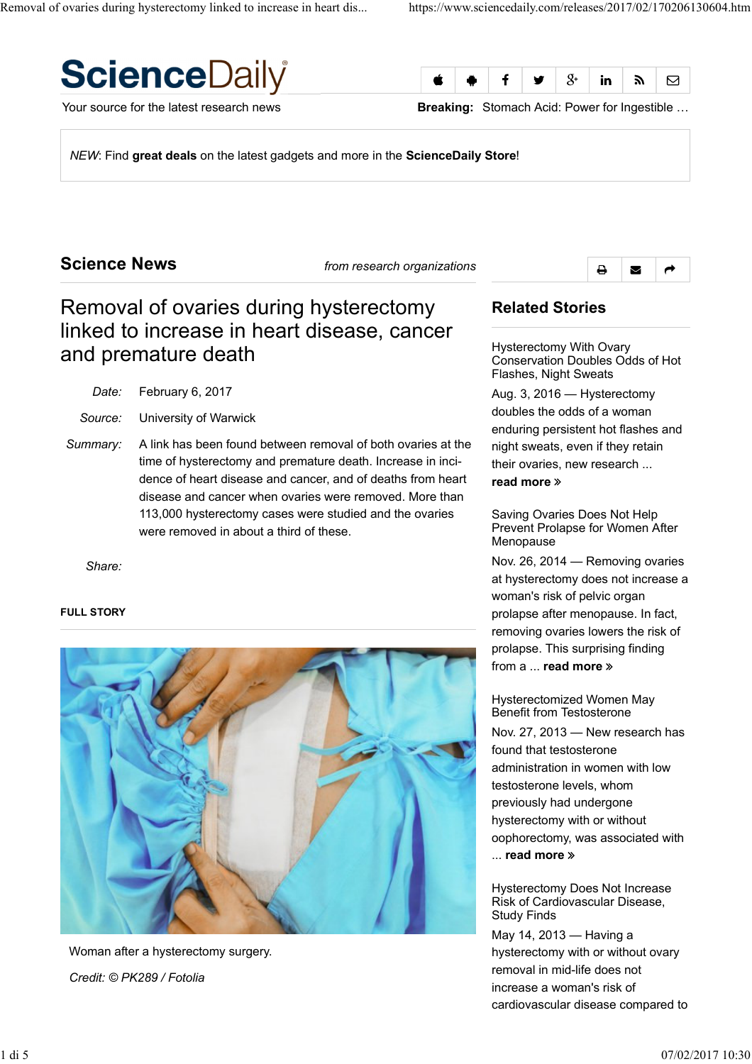# ScienceDaily

Your source for the latest research news

**Breaking:** Stomach Acid: Power for Ingestible …

*NEW*: Find **great deals** on the latest gadgets and more in the **ScienceDaily Store**!

## Science News

*from research organizations*

# Removal of ovaries during hysterectomy linked to increase in heart disease, cancer and premature death

*Date:* February 6, 2017

*Source:* University of Warwick

*Summary:* A link has been found between removal of both ovaries at the time of hysterectomy and premature death. Increase in incidence of heart disease and cancer, and of deaths from heart disease and cancer when ovaries were removed. More than 113,000 hysterectomy cases were studied and the ovaries were removed in about a third of these.

*Share:*

**FULL STORY**

Woman after a hysterectomy surgery.

*Credit: © PK289 / Fotolia*

## Related Stories

Hysterectomy With Ovary Conservation Doubles Odds of Hot Flashes, Night Sweats

Aug. 3, 2016 — Hysterectomy doubles the odds of a woman enduring persistent hot flashes and night sweats, even if they retain their ovaries, new research ... **read more »**

Saving Ovaries Does Not Help Prevent Prolapse for Women After Menopause

Nov. 26, 2014 — Removing ovaries at hysterectomy does not increase a woman's risk of pelvic organ prolapse after menopause. In fact, removing ovaries lowers the risk of prolapse. This surprising finding from a ... **read more »**

Hysterectomized Women May Benefit from Testosterone

Nov. 27, 2013 — New research has found that testosterone administration in women with low testosterone levels, whom previously had undergone hysterectomy with or without oophorectomy, was associated with ... **read more »**

Hysterectomy Does Not Increase Risk of Cardiovascular Disease, Study Finds

May 14, 2013 — Having a hysterectomy with or without ovary removal in mid-life does not increase a woman's risk of cardiovascular disease compared to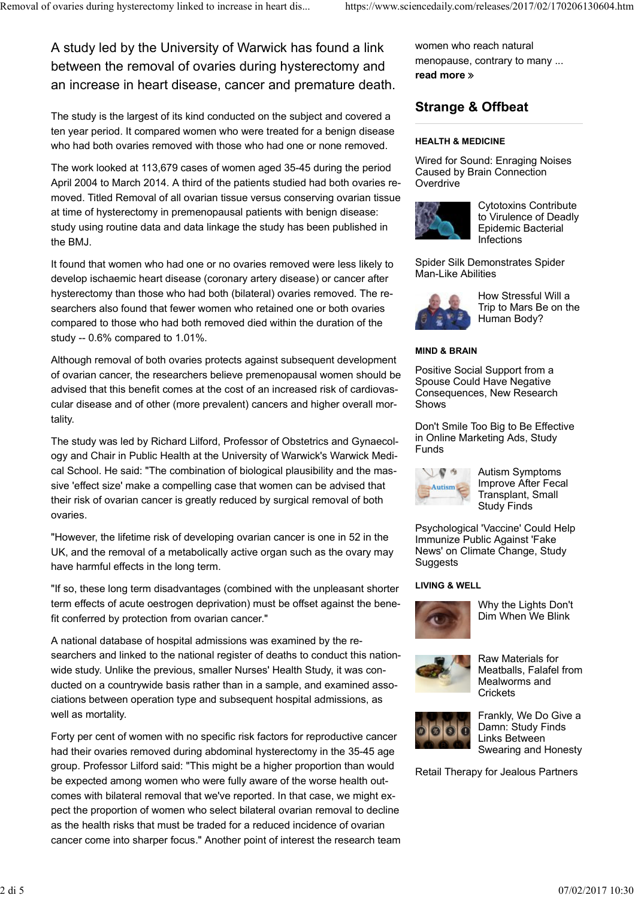A study led by the University of Warwick has found a link between the removal of ovaries during hysterectomy and an increase in heart disease, cancer and premature death.

The study is the largest of its kind conducted on the subject and covered a ten year period. It compared women who were treated for a benign disease who had both ovaries removed with those who had one or none removed.

The work looked at 113,679 cases of women aged 35-45 during the period April 2004 to March 2014. A third of the patients studied had both ovaries removed. Titled Removal of all ovarian tissue versus conserving ovarian tissue at time of hysterectomy in premenopausal patients with benign disease: study using routine data and data linkage the study has been published in the BMJ.

It found that women who had one or no ovaries removed were less likely to develop ischaemic heart disease (coronary artery disease) or cancer after hysterectomy than those who had both (bilateral) ovaries removed. The researchers also found that fewer women who retained one or both ovaries compared to those who had both removed died within the duration of the study -- 0.6% compared to 1.01%.

Although removal of both ovaries protects against subsequent development of ovarian cancer, the researchers believe premenopausal women should be advised that this benefit comes at the cost of an increased risk of cardiovascular disease and of other (more prevalent) cancers and higher overall mortality.

The study was led by Richard Lilford, Professor of Obstetrics and Gynaecology and Chair in Public Health at the University of Warwick's Warwick Medical School. He said: "The combination of biological plausibility and the massive 'effect size' make a compelling case that women can be advised that their risk of ovarian cancer is greatly reduced by surgical removal of both ovaries.

"However, the lifetime risk of developing ovarian cancer is one in 52 in the UK, and the removal of a metabolically active organ such as the ovary may have harmful effects in the long term.

"If so, these long term disadvantages (combined with the unpleasant shorter term effects of acute oestrogen deprivation) must be offset against the benefit conferred by protection from ovarian cancer."

A national database of hospital admissions was examined by the researchers and linked to the national register of deaths to conduct this nationwide study. Unlike the previous, smaller Nurses' Health Study, it was conducted on a countrywide basis rather than in a sample, and examined associations between operation type and subsequent hospital admissions, as well as mortality.

Forty per cent of women with no specific risk factors for reproductive cancer had their ovaries removed during abdominal hysterectomy in the 35-45 age group. Professor Lilford said: "This might be a higher proportion than would be expected among women who were fully aware of the worse health outcomes with bilateral removal that we've reported. In that case, we might expect the proportion of women who select bilateral ovarian removal to decline as the health risks that must be traded for a reduced incidence of ovarian cancer come into sharper focus." Another point of interest the research team

women who reach natural menopause, contrary to many ... **read more »**

## Strange & Offbeat

**HEALTH & MEDICINE**

Wired for Sound: Enraging Noises Caused by Brain Connection Overdrive

Cytotoxins Contribute to Virulence of Deadly Epidemic Bacterial Infections

Spider Silk Demonstrates Spider Man-Like Abilities

How Stressful Will a Trip to Mars Be on the Human Body?

**MIND & BRAIN**

Positive Social Support from a Spouse Could Have Negative Consequences, New Research Shows

Don't Smile Too Big to Be Effective in Online Marketing Ads, Study Funds

Autism Symptoms Improve After Fecal Transplant, Small Study Finds

Psychological 'Vaccine' Could Help Immunize Public Against 'Fake News' on Climate Change, Study Suggests

**LIVING & WELL**

Why the Lights Don't Dim When We Blink

Raw Materials for Meatballs, Falafel from Mealworms and Crickets

Frankly, We Do Give a Damn: Study Finds Links Between Swearing and Honesty

Retail Therapy for Jealous Partners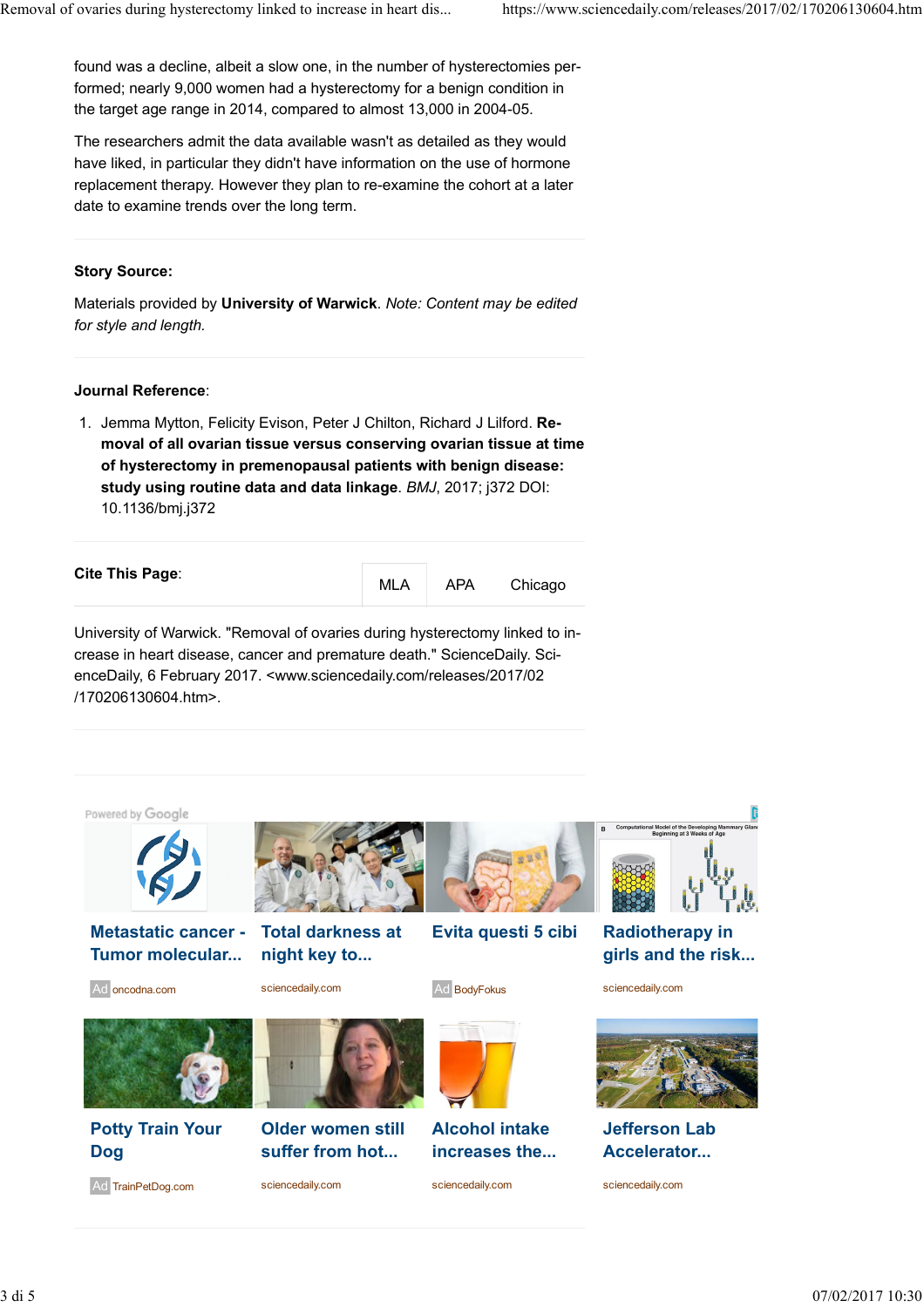found was a decline, albeit a slow one, in the number of hysterectomies performed; nearly 9,000 women had a hysterectomy for a benign condition in the target age range in 2014, compared to almost 13,000 in 2004-05.

The researchers admit the data available wasn't as detailed as they would have liked, in particular they didn't have information on the use of hormone replacement therapy. However they plan to re-examine the cohort at a later date to examine trends over the long term.

**Story Source:**

Materials provided by **University of Warwick**. *Note: Content may be edited for style and length.*

**Journal Reference**:

1. Jemma Mytton, Felicity Evison, Peter J Chilton, Richard J Lilford. **Removal of all ovarian tissue versus conserving ovarian tissue at time of hysterectomy in premenopausal patients with benign disease: study using routine data and data linkage**. *BMJ*, 2017; j372 DOI: 10.1136/bmj.j372

**Cite This Page**:

MLA APA Chicago

University of Warwick. "Removal of ovaries during hysterectomy linked to increase in heart disease, cancer and premature death." ScienceDaily. ScienceDaily, 6 February 2017. <www.sciencedaily.com/releases/2017/02/170206130604.htm>.

Powered by Google

**Metastatic cancer - Tumor molecular...** Ad oncodna.com

**Total darkness at night key to...** sciencedaily.com

**Evita questi 5 cibi** Ad BodyFokus

**Radiotherapy in girls and the risk...** sciencedaily.com

**Potty Train Your Dog** Ad TrainPetDog.com

**Older women still suffer from hot...** sciencedaily.com

**Alcohol intake increases the...** sciencedaily.com

**Jefferson Lab Accelerator...** sciencedaily.com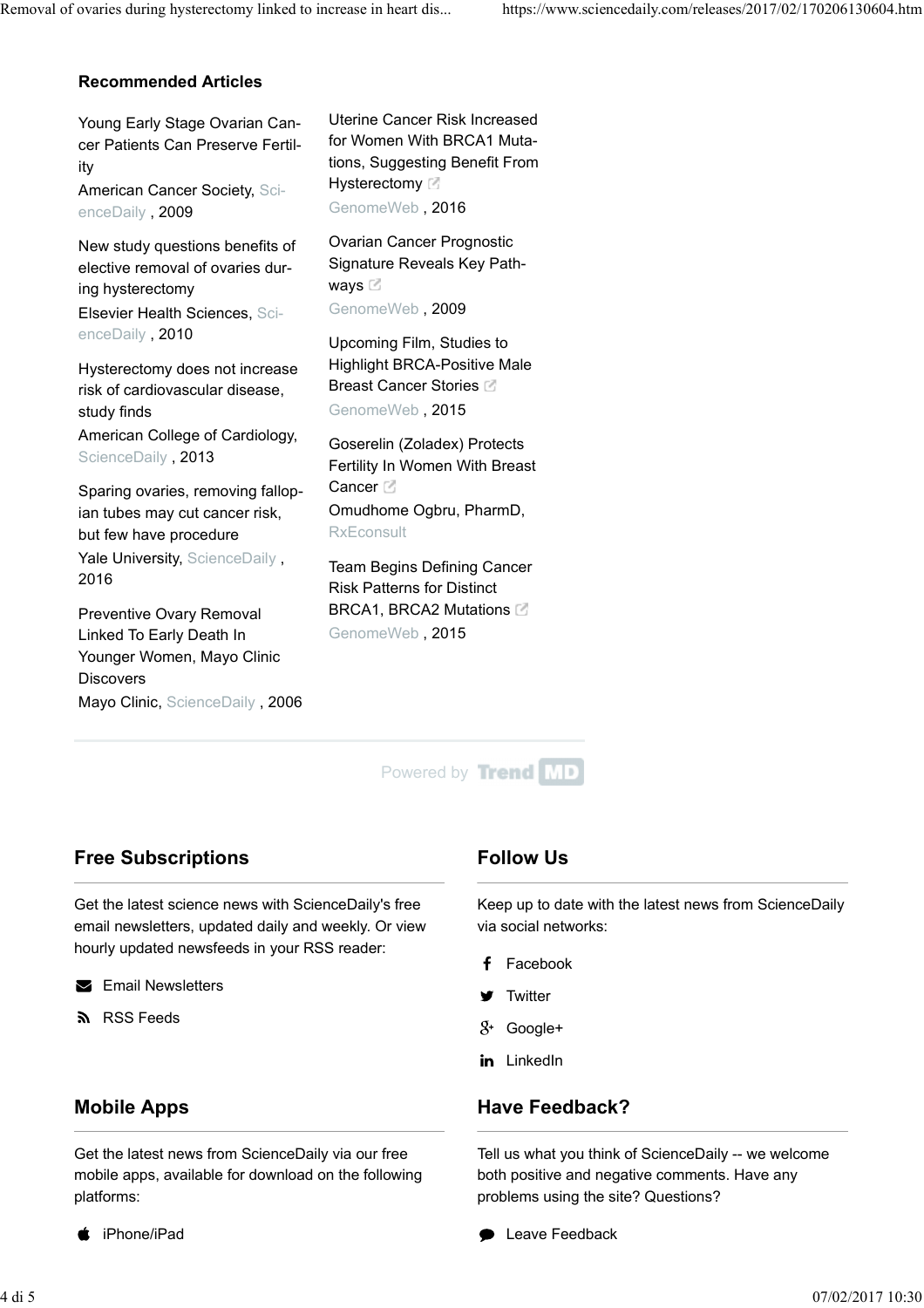## Recommended Articles

Young Early Stage Ovarian Cancer Patients Can Preserve Fertility
American Cancer Society, ScienceDaily, 2009

New study questions benefits of elective removal of ovaries during hysterectomy
Elsevier Health Sciences, ScienceDaily, 2010

Hysterectomy does not increase risk of cardiovascular disease, study finds
American College of Cardiology, ScienceDaily, 2013

Sparing ovaries, removing fallopian tubes may cut cancer risk, but few have procedure
Yale University, ScienceDaily, 2016

Preventive Ovary Removal Linked To Early Death In Younger Women, Mayo Clinic Discovers
Mayo Clinic, ScienceDaily, 2006

Uterine Cancer Risk Increased for Women With BRCA1 Mutations, Suggesting Benefit From Hysterectomy
GenomeWeb, 2016

Ovarian Cancer Prognostic Signature Reveals Key Pathways
GenomeWeb, 2009

Upcoming Film, Studies to Highlight BRCA-Positive Male Breast Cancer Stories
GenomeWeb, 2015

Goserelin (Zoladex) Protects Fertility In Women With Breast Cancer
Omudhome Ogbru, PharmD, RxEconsult

Team Begins Defining Cancer Risk Patterns for Distinct BRCA1, BRCA2 Mutations
GenomeWeb, 2015

Powered by TrendMD

## Free Subscriptions

Get the latest science news with ScienceDaily's free email newsletters, updated daily and weekly. Or view hourly updated newsfeeds in your RSS reader:

- Email Newsletters
- RSS Feeds

## Follow Us

Keep up to date with the latest news from ScienceDaily via social networks:

- Facebook
- Twitter
- Google+
- LinkedIn

## Mobile Apps

Get the latest news from ScienceDaily via our free mobile apps, available for download on the following platforms:

- iPhone/iPad

## Have Feedback?

Tell us what you think of ScienceDaily -- we welcome both positive and negative comments. Have any problems using the site? Questions?

- Leave Feedback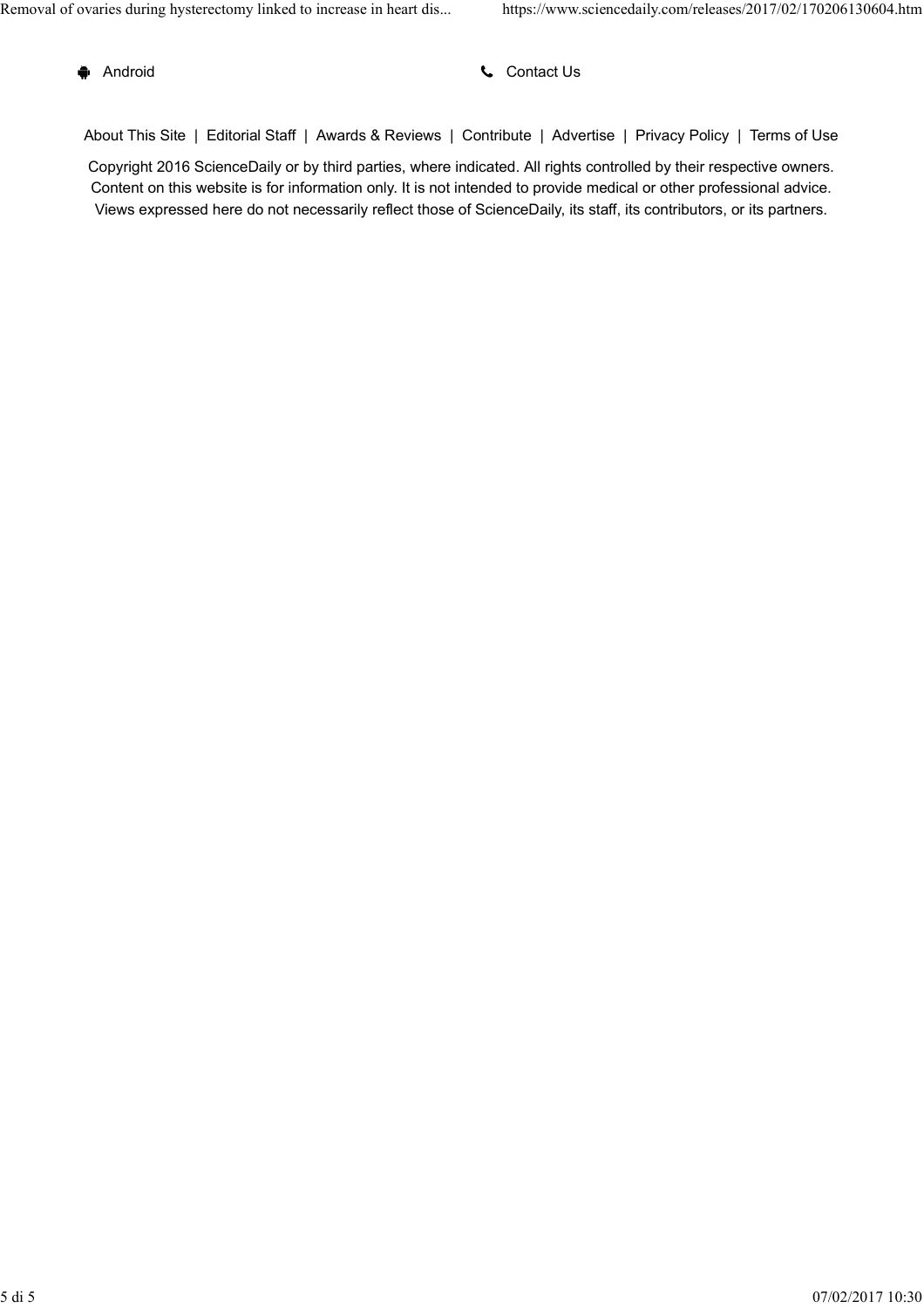Android

Contact Us

About This Site | Editorial Staff | Awards & Reviews | Contribute | Advertise | Privacy Policy | Terms of Use

Copyright 2016 ScienceDaily or by third parties, where indicated. All rights controlled by their respective owners.
Content on this website is for information only. It is not intended to provide medical or other professional advice.
Views expressed here do not necessarily reflect those of ScienceDaily, its staff, its contributors, or its partners.